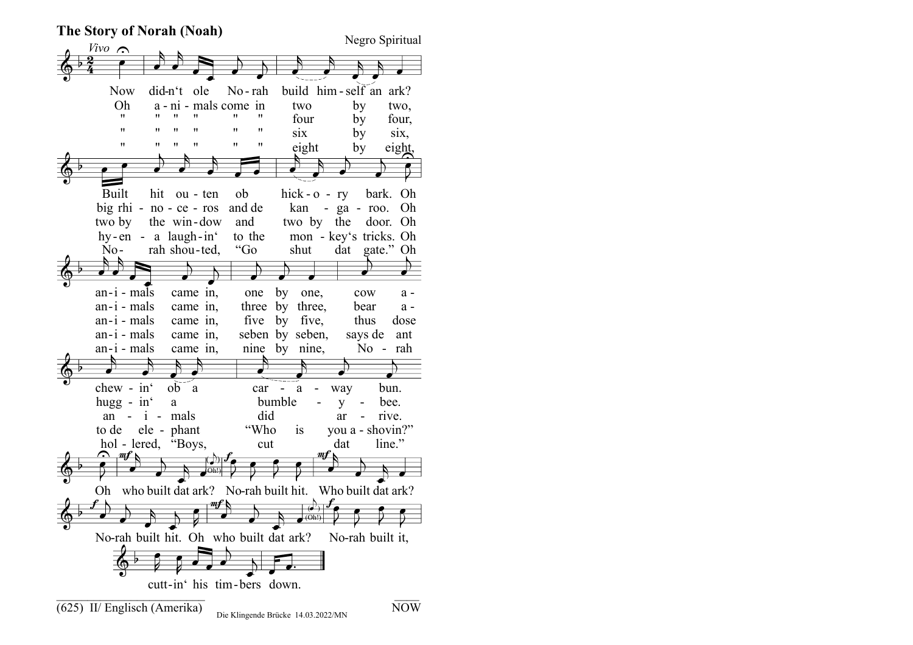# The Story of Norah (Noah)

Negro Spiritual

*Vivo*

Now did-n't ole No-rah build him-self an ark?
Oh a-ni-mals come in two by two,
" " " " " " four by four,
" " " " " " six by six,
" " " " " " eight by eight,

Built hit ou-ten ob hick-o-ry bark. Oh
big rhi-no-ce-ros and de kan-ga-roo. Oh
two by the win-dow and two by the door. Oh
hy-en-a laugh-in' to the mon-key's tricks. Oh
No-rah shou-ted, "Go shut dat gate." Oh

an-i-mals came in, one by one, cow a-
an-i-mals came in, three by three, bear a-
an-i-mals came in, five by five, thus dose
an-i-mals came in, seben by seben, says de ant
an-i-mals came in, nine by nine, No-rah

chew-in' ob a car-a-way bun.
hugg-in' a bumble-y-bee.
an-i-mals did ar-rive.
to de ele-phant "Who is you a-shovin?"
hol-lered, "Boys, cut dat line."

Oh who built dat ark? (Oh!) No-rah built hit. Who built dat ark?
No-rah built hit. Oh who built dat ark? (Oh!) No-rah built it,
cutt-in' his tim-bers down.

(625) II/ Englisch (Amerika) — Die Klingende Brücke 14.03.2022/MN — NOW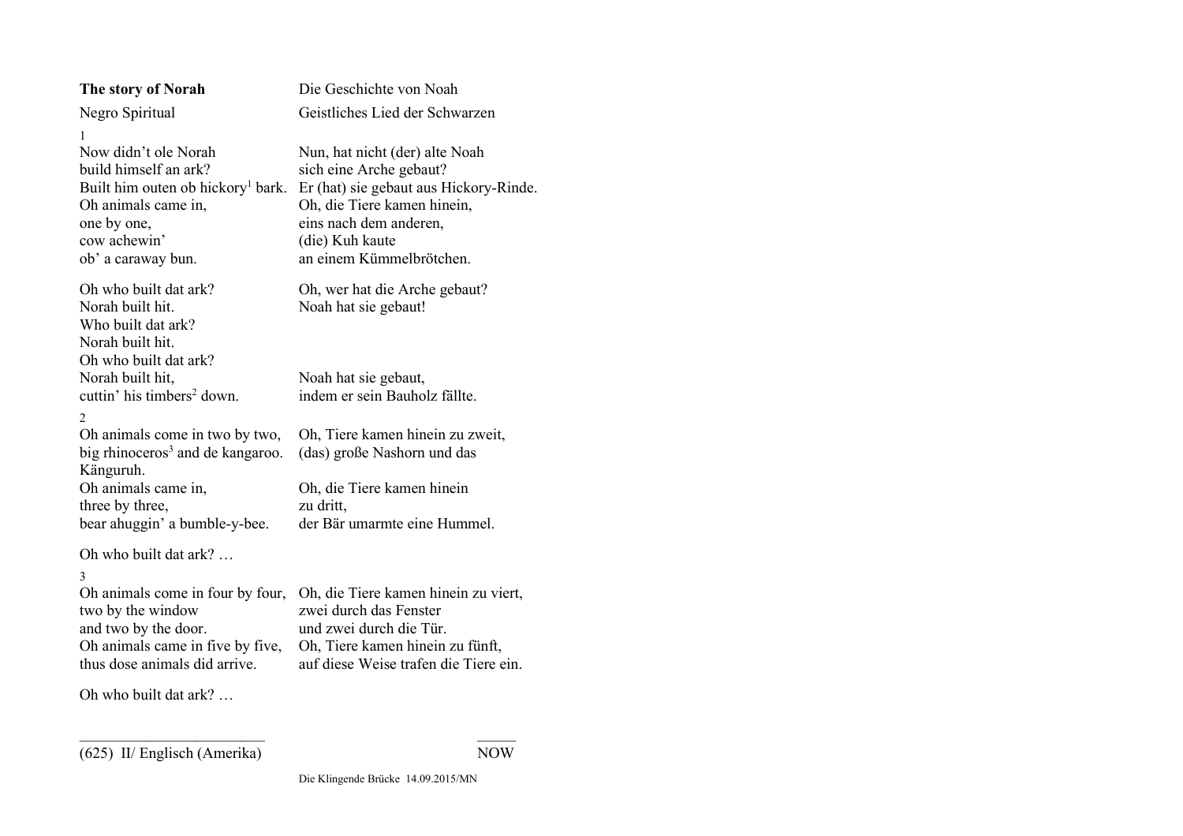| **The story of Norah** | Die Geschichte von Noah |
| --- | --- |
| Negro Spiritual | Geistliches Lied der Schwarzen |

1

| | |
| --- | --- |
| Now didn't ole Norah | Nun, hat nicht (der) alte Noah |
| build himself an ark? | sich eine Arche gebaut? |
| Built him outen ob hickory[1] bark. | Er (hat) sie gebaut aus Hickory-Rinde. |
| Oh animals came in, | Oh, die Tiere kamen hinein, |
| one by one, | eins nach dem anderen, |
| cow achewin' | (die) Kuh kaute |
| ob' a caraway bun. | an einem Kümmelbrötchen. |
| | |
| Oh who built dat ark? | Oh, wer hat die Arche gebaut? |
| Norah built hit. | Noah hat sie gebaut! |
| Who built dat ark? | |
| Norah built hit. | |
| Oh who built dat ark? | |
| Norah built hit, | Noah hat sie gebaut, |
| cuttin' his timbers[2] down. | indem er sein Bauholz fällte. |

2

| | |
| --- | --- |
| Oh animals come in two by two, | Oh, Tiere kamen hinein zu zweit, |
| big rhinoceros[3] and de kangaroo. | (das) große Nashorn und das Känguruh. |
| Oh animals came in, | Oh, die Tiere kamen hinein |
| three by three, | zu dritt, |
| bear ahuggin' a bumble-y-bee. | der Bär umarmte eine Hummel. |

Oh who built dat ark? …

3

| | |
| --- | --- |
| Oh animals come in four by four, | Oh, die Tiere kamen hinein zu viert, |
| two by the window | zwei durch das Fenster |
| and two by the door. | und zwei durch die Tür. |
| Oh animals came in five by five, | Oh, Tiere kamen hinein zu fünft, |
| thus dose animals did arrive. | auf diese Weise trafen die Tiere ein. |

Oh who built dat ark? …

(625) II/ Englisch (Amerika)

NOW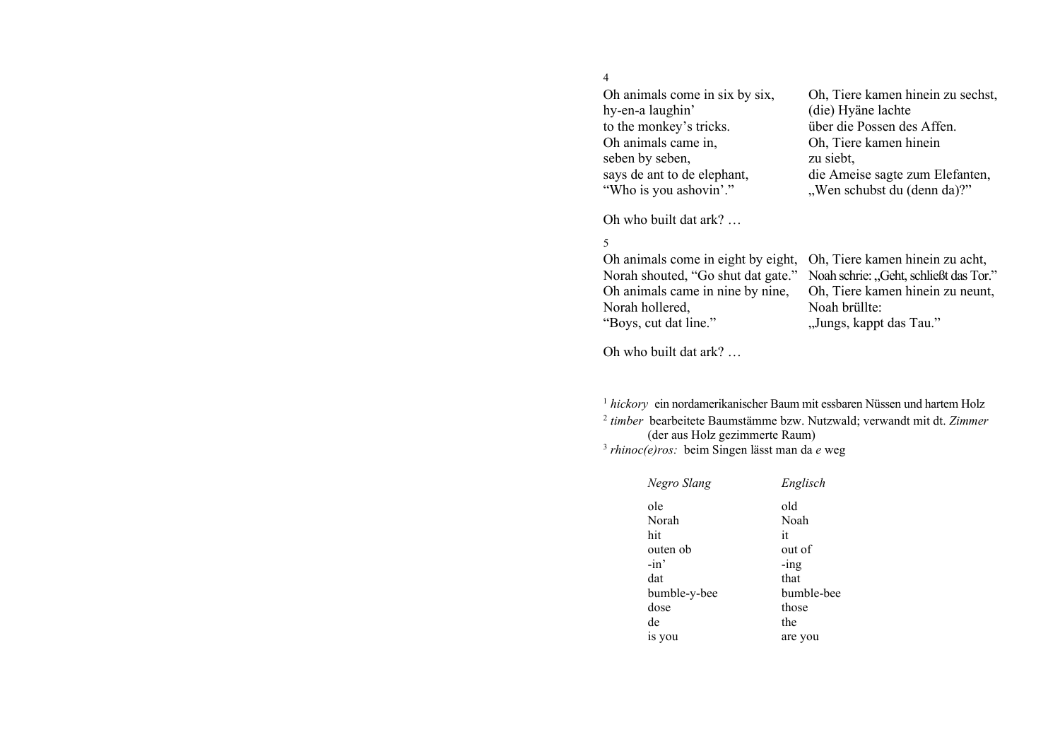4

| | |
|---|---|
| Oh animals come in six by six, | Oh, Tiere kamen hinein zu sechst, |
| hy-en-a laughin' | (die) Hyäne lachte |
| to the monkey's tricks. | über die Possen des Affen. |
| Oh animals came in, | Oh, Tiere kamen hinein |
| seben by seben, | zu siebt, |
| says de ant to de elephant, | die Ameise sagte zum Elefanten, |
| "Who is you ashovin'." | „Wen schubst du (denn da)?" |

Oh who built dat ark? …

5

| | |
|---|---|
| Oh animals come in eight by eight, | Oh, Tiere kamen hinein zu acht, |
| Norah shouted, "Go shut dat gate." | Noah schrie: „Geht, schließt das Tor." |
| Oh animals came in nine by nine, | Oh, Tiere kamen hinein zu neunt, |
| Norah hollered, | Noah brüllte: |
| "Boys, cut dat line." | „Jungs, kappt das Tau." |

Oh who built dat ark? …

[1] *hickory* ein nordamerikanischer Baum mit essbaren Nüssen und hartem Holz

[2] *timber* bearbeitete Baumstämme bzw. Nutzwald; verwandt mit dt. *Zimmer* (der aus Holz gezimmerte Raum)

[3] *rhinoc(e)ros:* beim Singen lässt man da *e* weg

| *Negro Slang* | *Englisch* |
|---|---|
| ole | old |
| Norah | Noah |
| hit | it |
| outen ob | out of |
| -in' | -ing |
| dat | that |
| bumble-y-bee | bumble-bee |
| dose | those |
| de | the |
| is you | are you |